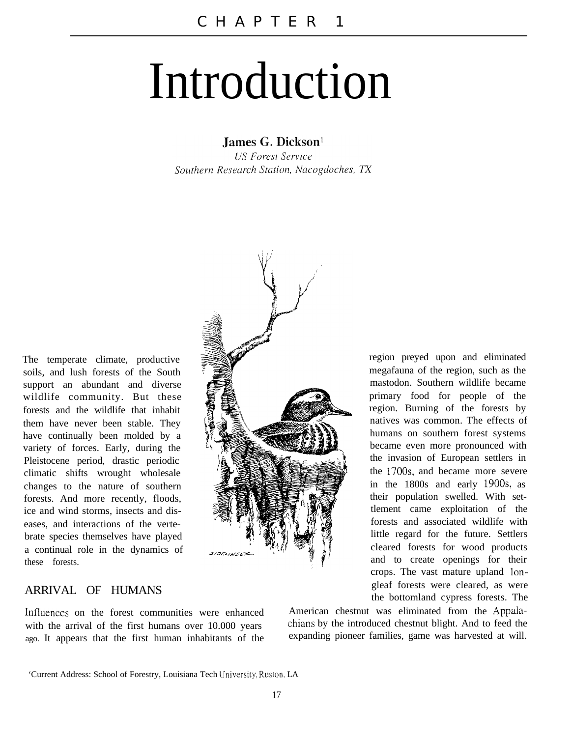CHAPTER 1

# Introduction

**James G. Dickson**[1]
*US Forest Service*
*Southern Research Station, Nacogdoches, TX*

The temperate climate, productive soils, and lush forests of the South support an abundant and diverse wildlife community. But these forests and the wildlife that inhabit them have never been stable. They have continually been molded by a variety of forces. Early, during the Pleistocene period, drastic periodic climatic shifts wrought wholesale changes to the nature of southern forests. And more recently, floods, ice and wind storms, insects and diseases, and interactions of the vertebrate species themselves have played a continual role in the dynamics of these forests.

## ARRIVAL OF HUMANS

Influences on the forest communities were enhanced with the arrival of the first humans over 10.000 years ago. It appears that the first human inhabitants of the region preyed upon and eliminated megafauna of the region, such as the mastodon. Southern wildlife became primary food for people of the region. Burning of the forests by natives was common. The effects of humans on southern forest systems became even more pronounced with the invasion of European settlers in the 1700s, and became more severe in the 1800s and early 1900s, as their population swelled. With settlement came exploitation of the forests and associated wildlife with little regard for the future. Settlers cleared forests for wood products and to create openings for their crops. The vast mature upland longleaf forests were cleared, as were the bottomland cypress forests. The American chestnut was eliminated from the Appalachians by the introduced chestnut blight. And to feed the expanding pioneer families, game was harvested at will.

[1]Current Address: School of Forestry, Louisiana Tech University, Ruston, LA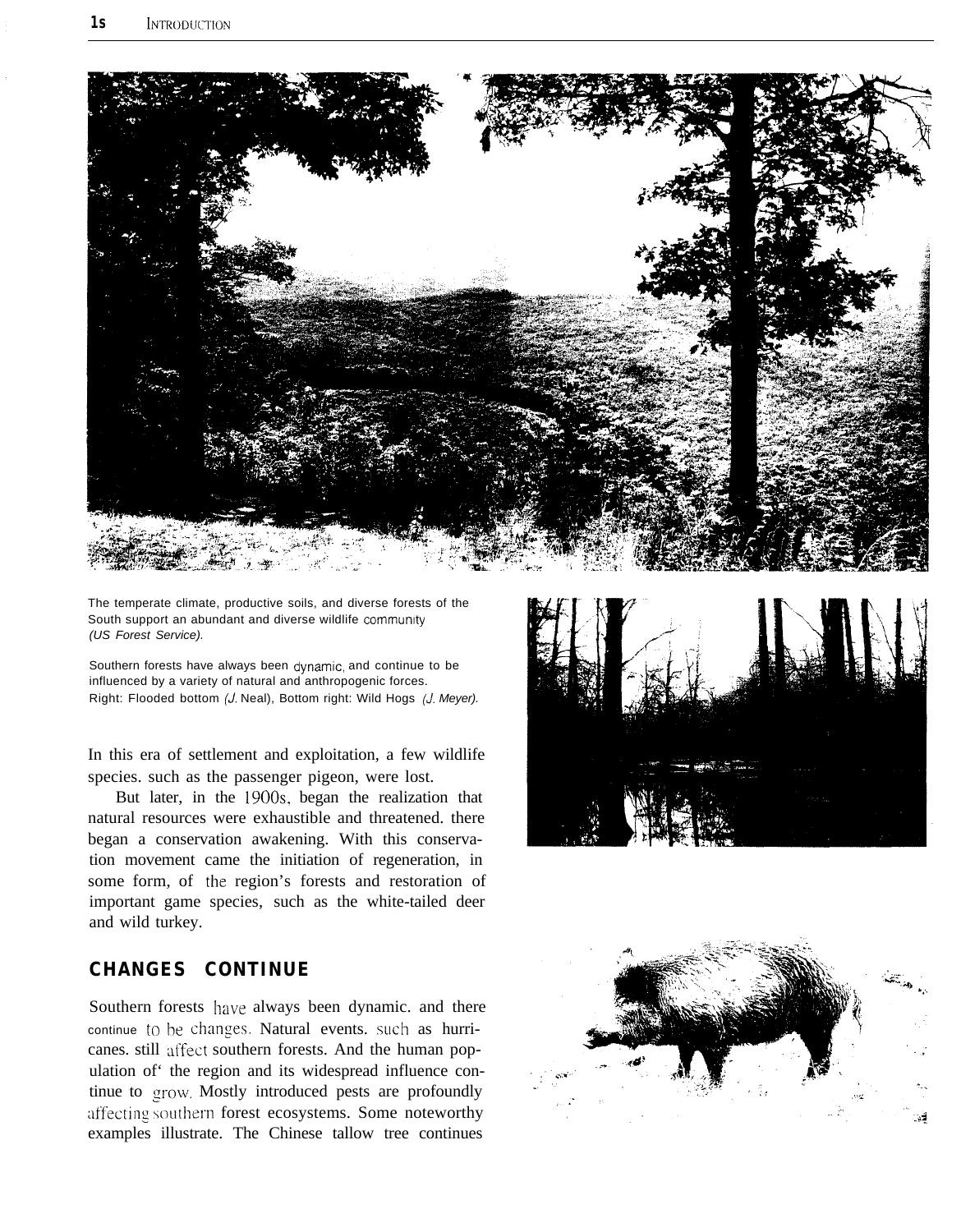The temperate climate, productive soils, and diverse forests of the South support an abundant and diverse wildlife community *(US Forest Service).*

Southern forests have always been dynamic, and continue to be influenced by a variety of natural and anthropogenic forces. Right: Flooded bottom *(J. Neal)*, Bottom right: Wild Hogs *(J. Meyer).*

In this era of settlement and exploitation, a few wildlife species. such as the passenger pigeon, were lost.

But later, in the 1900s, began the realization that natural resources were exhaustible and threatened. there began a conservation awakening. With this conservation movement came the initiation of regeneration, in some form, of the region's forests and restoration of important game species, such as the white-tailed deer and wild turkey.

## CHANGES CONTINUE

Southern forests have always been dynamic. and there continue to be changes. Natural events. such as hurricanes. still affect southern forests. And the human population of' the region and its widespread influence continue to grow. Mostly introduced pests are profoundly affecting southern forest ecosystems. Some noteworthy examples illustrate. The Chinese tallow tree continues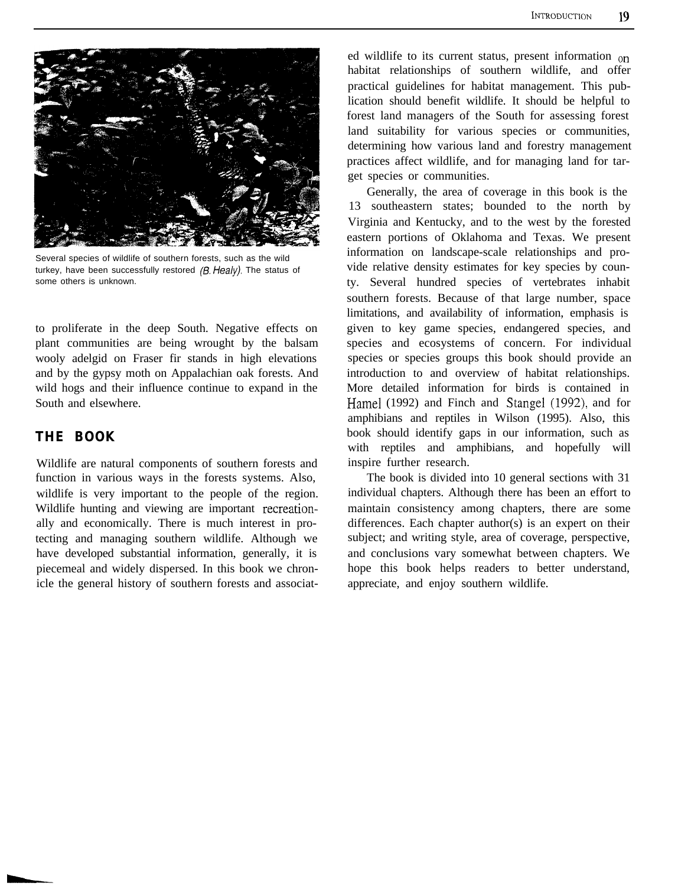Several species of wildlife of southern forests, such as the wild turkey, have been successfully restored *(B. Healy)*. The status of some others is unknown.

to proliferate in the deep South. Negative effects on plant communities are being wrought by the balsam wooly adelgid on Fraser fir stands in high elevations and by the gypsy moth on Appalachian oak forests. And wild hogs and their influence continue to expand in the South and elsewhere.

## THE BOOK

Wildlife are natural components of southern forests and function in various ways in the forests systems. Also, wildlife is very important to the people of the region. Wildlife hunting and viewing are important recreationally and economically. There is much interest in protecting and managing southern wildlife. Although we have developed substantial information, generally, it is piecemeal and widely dispersed. In this book we chronicle the general history of southern forests and associated wildlife to its current status, present information on habitat relationships of southern wildlife, and offer practical guidelines for habitat management. This publication should benefit wildlife. It should be helpful to forest land managers of the South for assessing forest land suitability for various species or communities, determining how various land and forestry management practices affect wildlife, and for managing land for target species or communities.

Generally, the area of coverage in this book is the 13 southeastern states; bounded to the north by Virginia and Kentucky, and to the west by the forested eastern portions of Oklahoma and Texas. We present information on landscape-scale relationships and provide relative density estimates for key species by county. Several hundred species of vertebrates inhabit southern forests. Because of that large number, space limitations, and availability of information, emphasis is given to key game species, endangered species, and species and ecosystems of concern. For individual species or species groups this book should provide an introduction to and overview of habitat relationships. More detailed information for birds is contained in Hamel (1992) and Finch and Stangel (1992), and for amphibians and reptiles in Wilson (1995). Also, this book should identify gaps in our information, such as with reptiles and amphibians, and hopefully will inspire further research.

The book is divided into 10 general sections with 31 individual chapters. Although there has been an effort to maintain consistency among chapters, there are some differences. Each chapter author(s) is an expert on their subject; and writing style, area of coverage, perspective, and conclusions vary somewhat between chapters. We hope this book helps readers to better understand, appreciate, and enjoy southern wildlife.